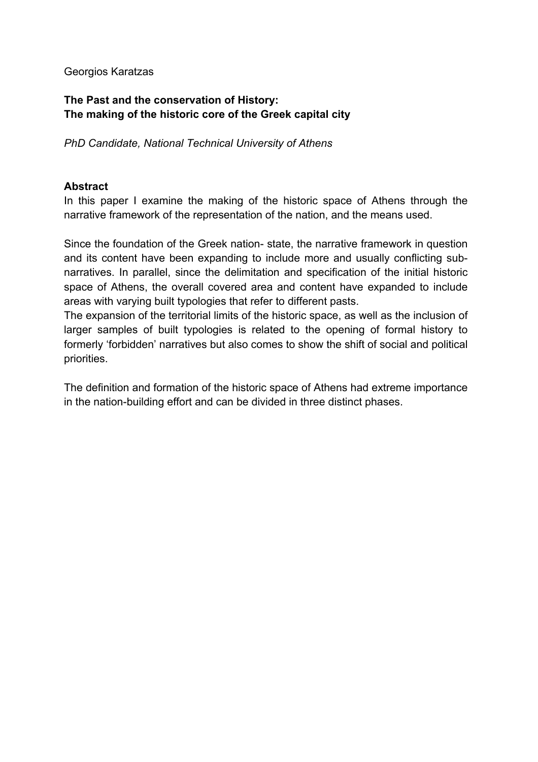Georgios Karatzas

# The Past and the conservation of History: The making of the historic core of the Greek capital city

*PhD Candidate, National Technical University of Athens*

## Abstract

In this paper I examine the making of the historic space of Athens through the narrative framework of the representation of the nation, and the means used.

Since the foundation of the Greek nation- state, the narrative framework in question and its content have been expanding to include more and usually conflicting sub-narratives. In parallel, since the delimitation and specification of the initial historic space of Athens, the overall covered area and content have expanded to include areas with varying built typologies that refer to different pasts.

The expansion of the territorial limits of the historic space, as well as the inclusion of larger samples of built typologies is related to the opening of formal history to formerly 'forbidden' narratives but also comes to show the shift of social and political priorities.

The definition and formation of the historic space of Athens had extreme importance in the nation-building effort and can be divided in three distinct phases.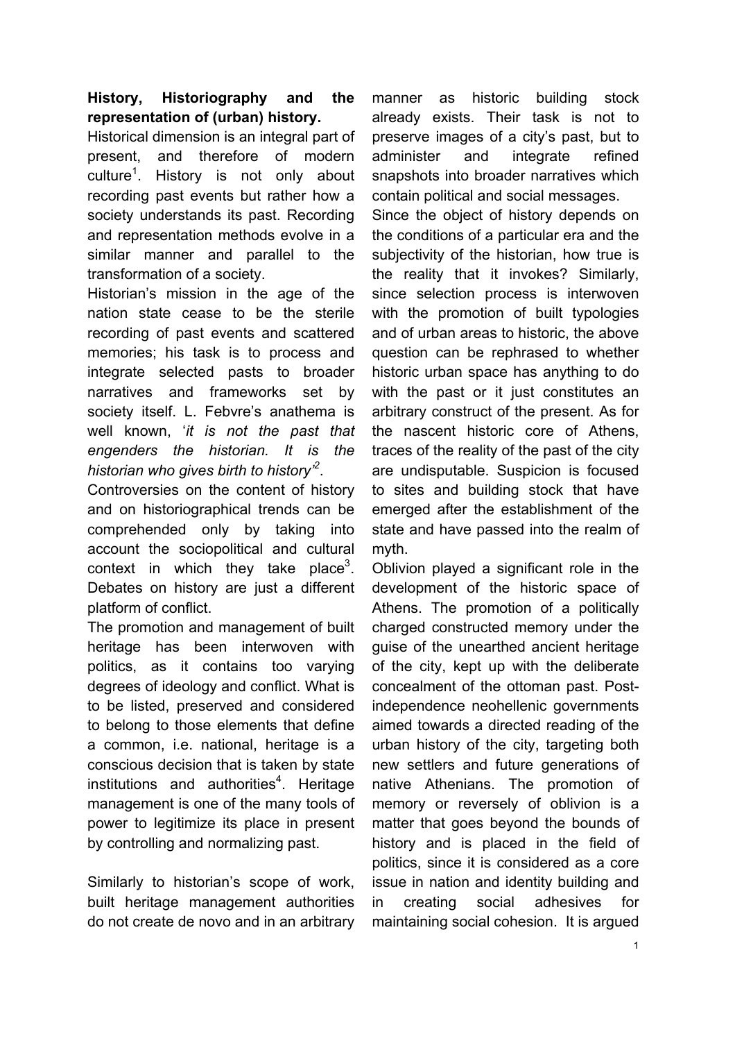**History, Historiography and the representation of (urban) history.**

Historical dimension is an integral part of present, and therefore of modern culture[1]. History is not only about recording past events but rather how a society understands its past. Recording and representation methods evolve in a similar manner and parallel to the transformation of a society.

Historian's mission in the age of the nation state cease to be the sterile recording of past events and scattered memories; his task is to process and integrate selected pasts to broader narratives and frameworks set by society itself. L. Febvre's anathema is well known, '*it is not the past that engenders the historian. It is the historian who gives birth to history*'[2].

Controversies on the content of history and on historiographical trends can be comprehended only by taking into account the sociopolitical and cultural context in which they take place[3]. Debates on history are just a different platform of conflict.

The promotion and management of built heritage has been interwoven with politics, as it contains too varying degrees of ideology and conflict. What is to be listed, preserved and considered to belong to those elements that define a common, i.e. national, heritage is a conscious decision that is taken by state institutions and authorities[4]. Heritage management is one of the many tools of power to legitimize its place in present by controlling and normalizing past.

Similarly to historian's scope of work, built heritage management authorities do not create de novo and in an arbitrary manner as historic building stock already exists. Their task is not to preserve images of a city's past, but to administer and integrate refined snapshots into broader narratives which contain political and social messages.

Since the object of history depends on the conditions of a particular era and the subjectivity of the historian, how true is the reality that it invokes? Similarly, since selection process is interwoven with the promotion of built typologies and of urban areas to historic, the above question can be rephrased to whether historic urban space has anything to do with the past or it just constitutes an arbitrary construct of the present. As for the nascent historic core of Athens, traces of the reality of the past of the city are undisputable. Suspicion is focused to sites and building stock that have emerged after the establishment of the state and have passed into the realm of myth.

Oblivion played a significant role in the development of the historic space of Athens. The promotion of a politically charged constructed memory under the guise of the unearthed ancient heritage of the city, kept up with the deliberate concealment of the ottoman past. Post-independence neohellenic governments aimed towards a directed reading of the urban history of the city, targeting both new settlers and future generations of native Athenians. The promotion of memory or reversely of oblivion is a matter that goes beyond the bounds of history and is placed in the field of politics, since it is considered as a core issue in nation and identity building and in creating social adhesives for maintaining social cohesion. It is argued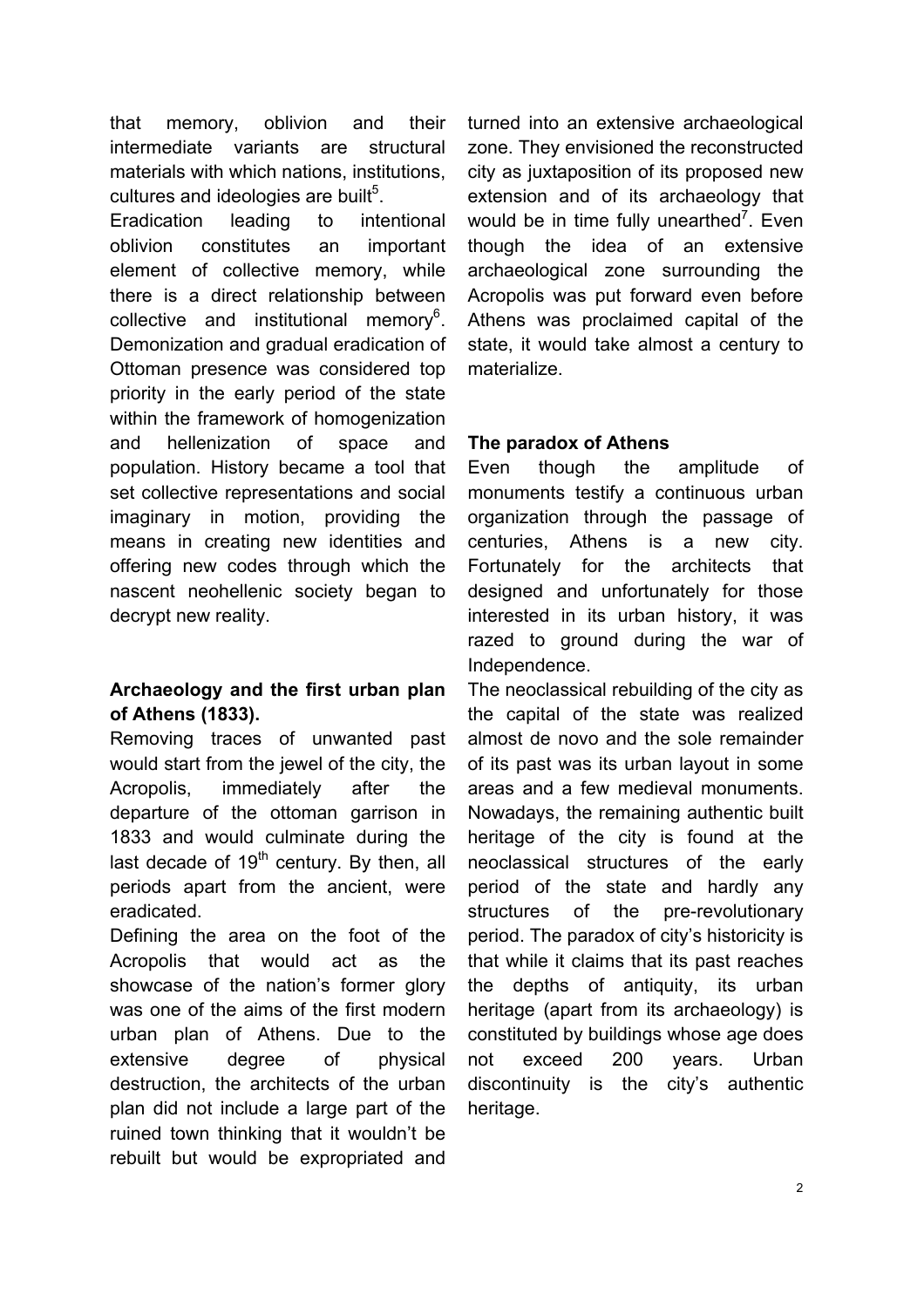that memory, oblivion and their intermediate variants are structural materials with which nations, institutions, cultures and ideologies are built[5].

Eradication leading to intentional oblivion constitutes an important element of collective memory, while there is a direct relationship between collective and institutional memory[6]. Demonization and gradual eradication of Ottoman presence was considered top priority in the early period of the state within the framework of homogenization and hellenization of space and population. History became a tool that set collective representations and social imaginary in motion, providing the means in creating new identities and offering new codes through which the nascent neohellenic society began to decrypt new reality.

## Archaeology and the first urban plan of Athens (1833).

Removing traces of unwanted past would start from the jewel of the city, the Acropolis, immediately after the departure of the ottoman garrison in 1833 and would culminate during the last decade of 19th century. By then, all periods apart from the ancient, were eradicated.

Defining the area on the foot of the Acropolis that would act as the showcase of the nation's former glory was one of the aims of the first modern urban plan of Athens. Due to the extensive degree of physical destruction, the architects of the urban plan did not include a large part of the ruined town thinking that it wouldn't be rebuilt but would be expropriated and turned into an extensive archaeological zone. They envisioned the reconstructed city as juxtaposition of its proposed new extension and of its archaeology that would be in time fully unearthed[7]. Even though the idea of an extensive archaeological zone surrounding the Acropolis was put forward even before Athens was proclaimed capital of the state, it would take almost a century to materialize.

## The paradox of Athens

Even though the amplitude of monuments testify a continuous urban organization through the passage of centuries, Athens is a new city. Fortunately for the architects that designed and unfortunately for those interested in its urban history, it was razed to ground during the war of Independence.

The neoclassical rebuilding of the city as the capital of the state was realized almost de novo and the sole remainder of its past was its urban layout in some areas and a few medieval monuments. Nowadays, the remaining authentic built heritage of the city is found at the neoclassical structures of the early period of the state and hardly any structures of the pre-revolutionary period. The paradox of city's historicity is that while it claims that its past reaches the depths of antiquity, its urban heritage (apart from its archaeology) is constituted by buildings whose age does not exceed 200 years. Urban discontinuity is the city's authentic heritage.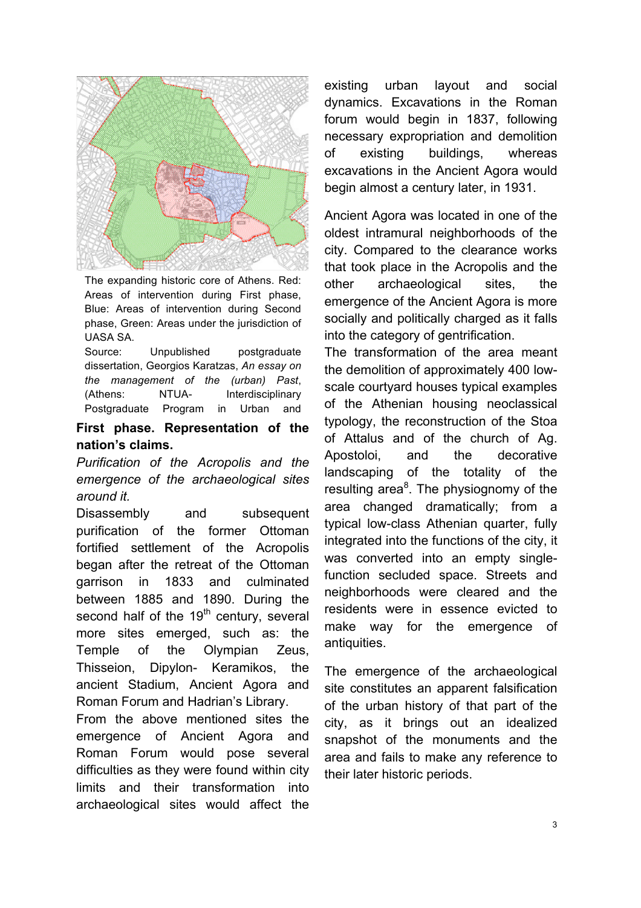The expanding historic core of Athens. Red: Areas of intervention during First phase, Blue: Areas of intervention during Second phase, Green: Areas under the jurisdiction of UASA SA.

Source: Unpublished postgraduate dissertation, Georgios Karatzas, *An essay on the management of the (urban) Past*, (Athens: NTUA- Interdisciplinary Postgraduate Program in Urban and

**First phase. Representation of the nation's claims.**

*Purification of the Acropolis and the emergence of the archaeological sites around it.*

Disassembly and subsequent purification of the former Ottoman fortified settlement of the Acropolis began after the retreat of the Ottoman garrison in 1833 and culminated between 1885 and 1890. During the second half of the 19th century, several more sites emerged, such as: the Temple of the Olympian Zeus, Thisseion, Dipylon- Keramikos, the ancient Stadium, Ancient Agora and Roman Forum and Hadrian's Library.

From the above mentioned sites the emergence of Ancient Agora and Roman Forum would pose several difficulties as they were found within city limits and their transformation into archaeological sites would affect the existing urban layout and social dynamics. Excavations in the Roman forum would begin in 1837, following necessary expropriation and demolition of existing buildings, whereas excavations in the Ancient Agora would begin almost a century later, in 1931.

Ancient Agora was located in one of the oldest intramural neighborhoods of the city. Compared to the clearance works that took place in the Acropolis and the other archaeological sites, the emergence of the Ancient Agora is more socially and politically charged as it falls into the category of gentrification.

The transformation of the area meant the demolition of approximately 400 low-scale courtyard houses typical examples of the Athenian housing neoclassical typology, the reconstruction of the Stoa of Attalus and of the church of Ag. Apostoloi, and the decorative landscaping of the totality of the resulting area[8]. The physiognomy of the area changed dramatically; from a typical low-class Athenian quarter, fully integrated into the functions of the city, it was converted into an empty single-function secluded space. Streets and neighborhoods were cleared and the residents were in essence evicted to make way for the emergence of antiquities.

The emergence of the archaeological site constitutes an apparent falsification of the urban history of that part of the city, as it brings out an idealized snapshot of the monuments and the area and fails to make any reference to their later historic periods.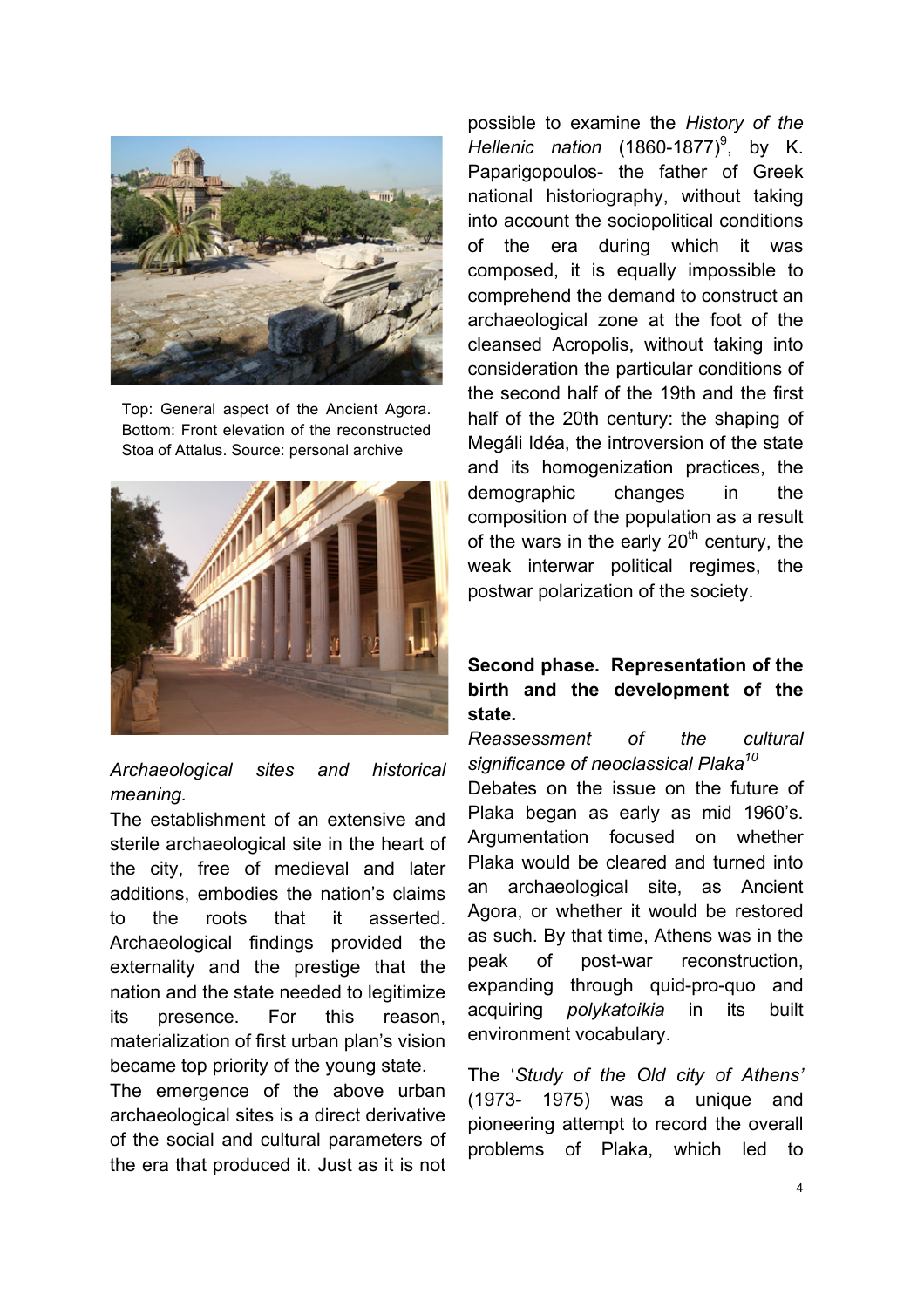Top: General aspect of the Ancient Agora. Bottom: Front elevation of the reconstructed Stoa of Attalus. Source: personal archive

*Archaeological sites and historical meaning.*

The establishment of an extensive and sterile archaeological site in the heart of the city, free of medieval and later additions, embodies the nation's claims to the roots that it asserted. Archaeological findings provided the externality and the prestige that the nation and the state needed to legitimize its presence. For this reason, materialization of first urban plan's vision became top priority of the young state.

The emergence of the above urban archaeological sites is a direct derivative of the social and cultural parameters of the era that produced it. Just as it is not possible to examine the *History of the Hellenic nation* (1860-1877)[9], by K. Paparigopoulos- the father of Greek national historiography, without taking into account the sociopolitical conditions of the era during which it was composed, it is equally impossible to comprehend the demand to construct an archaeological zone at the foot of the cleansed Acropolis, without taking into consideration the particular conditions of the second half of the 19th and the first half of the 20th century: the shaping of Megáli Idéa, the introversion of the state and its homogenization practices, the demographic changes in the composition of the population as a result of the wars in the early 20th century, the weak interwar political regimes, the postwar polarization of the society.

**Second phase. Representation of the birth and the development of the state.**

*Reassessment of the cultural significance of neoclassical Plaka*[10]

Debates on the issue on the future of Plaka began as early as mid 1960's. Argumentation focused on whether Plaka would be cleared and turned into an archaeological site, as Ancient Agora, or whether it would be restored as such. By that time, Athens was in the peak of post-war reconstruction, expanding through quid-pro-quo and acquiring *polykatoikia* in its built environment vocabulary.

The '*Study of the Old city of Athens'* (1973- 1975) was a unique and pioneering attempt to record the overall problems of Plaka, which led to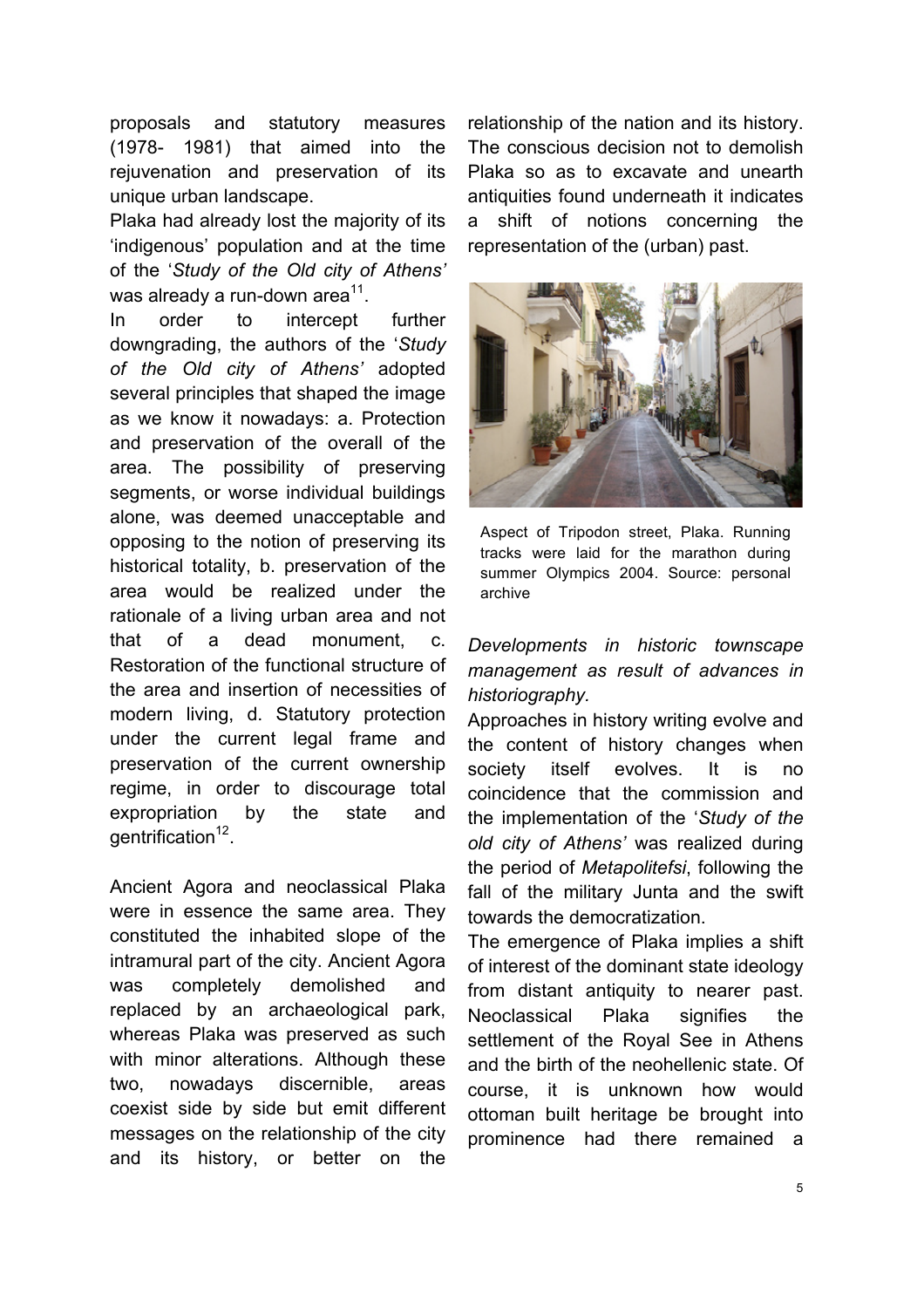proposals and statutory measures (1978- 1981) that aimed into the rejuvenation and preservation of its unique urban landscape.

Plaka had already lost the majority of its 'indigenous' population and at the time of the '*Study of the Old city of Athens'* was already a run-down area[11].

In order to intercept further downgrading, the authors of the '*Study of the Old city of Athens'* adopted several principles that shaped the image as we know it nowadays: a. Protection and preservation of the overall of the area. The possibility of preserving segments, or worse individual buildings alone, was deemed unacceptable and opposing to the notion of preserving its historical totality, b. preservation of the area would be realized under the rationale of a living urban area and not that of a dead monument, c. Restoration of the functional structure of the area and insertion of necessities of modern living, d. Statutory protection under the current legal frame and preservation of the current ownership regime, in order to discourage total expropriation by the state and gentrification[12].

Ancient Agora and neoclassical Plaka were in essence the same area. They constituted the inhabited slope of the intramural part of the city. Ancient Agora was completely demolished and replaced by an archaeological park, whereas Plaka was preserved as such with minor alterations. Although these two, nowadays discernible, areas coexist side by side but emit different messages on the relationship of the city and its history, or better on the relationship of the nation and its history. The conscious decision not to demolish Plaka so as to excavate and unearth antiquities found underneath it indicates a shift of notions concerning the representation of the (urban) past.

Aspect of Tripodon street, Plaka. Running tracks were laid for the marathon during summer Olympics 2004. Source: personal archive

*Developments in historic townscape management as result of advances in historiography.*

Approaches in history writing evolve and the content of history changes when society itself evolves. It is no coincidence that the commission and the implementation of the '*Study of the old city of Athens'* was realized during the period of *Metapolitefsi*, following the fall of the military Junta and the swift towards the democratization.

The emergence of Plaka implies a shift of interest of the dominant state ideology from distant antiquity to nearer past. Neoclassical Plaka signifies the settlement of the Royal See in Athens and the birth of the neohellenic state. Of course, it is unknown how would ottoman built heritage be brought into prominence had there remained a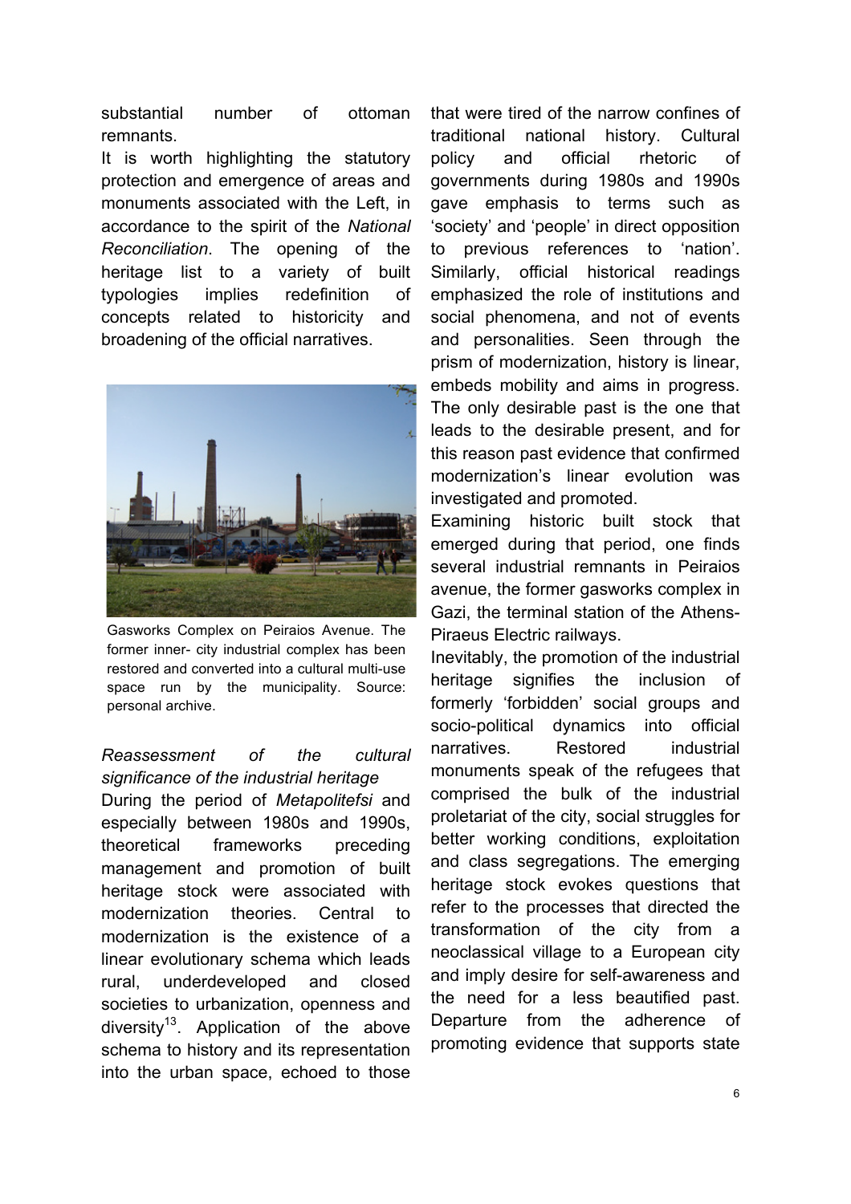substantial number of ottoman remnants.

It is worth highlighting the statutory protection and emergence of areas and monuments associated with the Left, in accordance to the spirit of the *National Reconciliation*. The opening of the heritage list to a variety of built typologies implies redefinition of concepts related to historicity and broadening of the official narratives.

Gasworks Complex on Peiraios Avenue. The former inner- city industrial complex has been restored and converted into a cultural multi-use space run by the municipality. Source: personal archive.

### *Reassessment of the cultural significance of the industrial heritage*

During the period of *Metapolitefsi* and especially between 1980s and 1990s, theoretical frameworks preceding management and promotion of built heritage stock were associated with modernization theories. Central to modernization is the existence of a linear evolutionary schema which leads rural, underdeveloped and closed societies to urbanization, openness and diversity[13]. Application of the above schema to history and its representation into the urban space, echoed to those that were tired of the narrow confines of traditional national history. Cultural policy and official rhetoric of governments during 1980s and 1990s gave emphasis to terms such as 'society' and 'people' in direct opposition to previous references to 'nation'. Similarly, official historical readings emphasized the role of institutions and social phenomena, and not of events and personalities. Seen through the prism of modernization, history is linear, embeds mobility and aims in progress. The only desirable past is the one that leads to the desirable present, and for this reason past evidence that confirmed modernization's linear evolution was investigated and promoted.

Examining historic built stock that emerged during that period, one finds several industrial remnants in Peiraios avenue, the former gasworks complex in Gazi, the terminal station of the Athens-Piraeus Electric railways.

Inevitably, the promotion of the industrial heritage signifies the inclusion of formerly 'forbidden' social groups and socio-political dynamics into official narratives. Restored industrial monuments speak of the refugees that comprised the bulk of the industrial proletariat of the city, social struggles for better working conditions, exploitation and class segregations. The emerging heritage stock evokes questions that refer to the processes that directed the transformation of the city from a neoclassical village to a European city and imply desire for self-awareness and the need for a less beautified past. Departure from the adherence of promoting evidence that supports state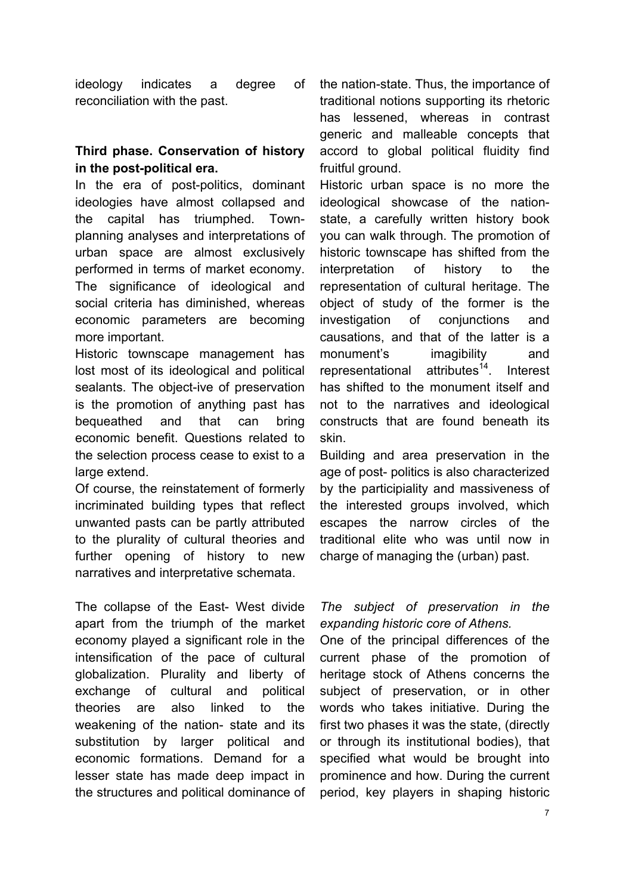ideology indicates a degree of reconciliation with the past.

**Third phase. Conservation of history in the post-political era.**

In the era of post-politics, dominant ideologies have almost collapsed and the capital has triumphed. Town-planning analyses and interpretations of urban space are almost exclusively performed in terms of market economy. The significance of ideological and social criteria has diminished, whereas economic parameters are becoming more important.

Historic townscape management has lost most of its ideological and political sealants. The object-ive of preservation is the promotion of anything past has bequeathed and that can bring economic benefit. Questions related to the selection process cease to exist to a large extend.

Of course, the reinstatement of formerly incriminated building types that reflect unwanted pasts can be partly attributed to the plurality of cultural theories and further opening of history to new narratives and interpretative schemata.

The collapse of the East- West divide apart from the triumph of the market economy played a significant role in the intensification of the pace of cultural globalization. Plurality and liberty of exchange of cultural and political theories are also linked to the weakening of the nation- state and its substitution by larger political and economic formations. Demand for a lesser state has made deep impact in the structures and political dominance of the nation-state. Thus, the importance of traditional notions supporting its rhetoric has lessened, whereas in contrast generic and malleable concepts that accord to global political fluidity find fruitful ground.

Historic urban space is no more the ideological showcase of the nation-state, a carefully written history book you can walk through. The promotion of historic townscape has shifted from the interpretation of history to the representation of cultural heritage. The object of study of the former is the investigation of conjunctions and causations, and that of the latter is a monument's imagibility and representational attributes[14]. Interest has shifted to the monument itself and not to the narratives and ideological constructs that are found beneath its skin.

Building and area preservation in the age of post- politics is also characterized by the participiality and massiveness of the interested groups involved, which escapes the narrow circles of the traditional elite who was until now in charge of managing the (urban) past.

*The subject of preservation in the expanding historic core of Athens.*

One of the principal differences of the current phase of the promotion of heritage stock of Athens concerns the subject of preservation, or in other words who takes initiative. During the first two phases it was the state, (directly or through its institutional bodies), that specified what would be brought into prominence and how. During the current period, key players in shaping historic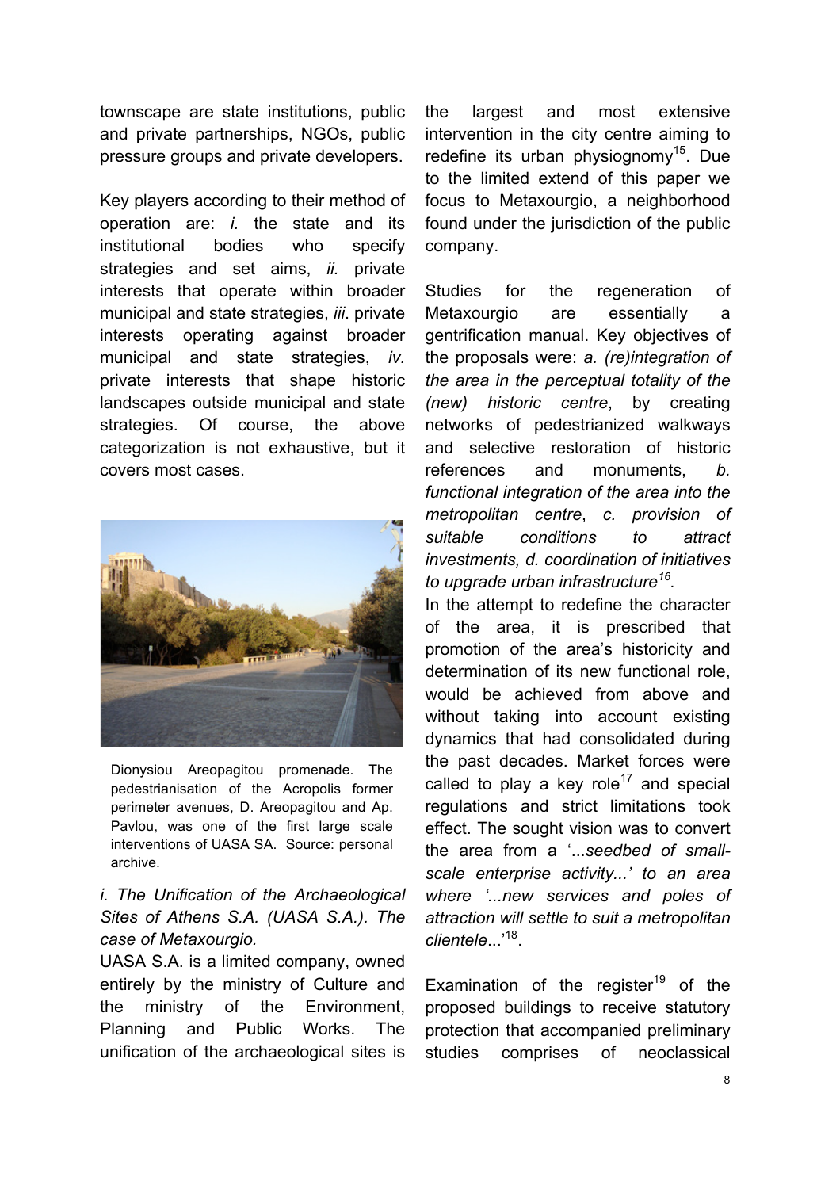townscape are state institutions, public and private partnerships, NGOs, public pressure groups and private developers.

Key players according to their method of operation are: *i.* the state and its institutional bodies who specify strategies and set aims, *ii.* private interests that operate within broader municipal and state strategies, *iii*. private interests operating against broader municipal and state strategies, *iv.* private interests that shape historic landscapes outside municipal and state strategies. Of course, the above categorization is not exhaustive, but it covers most cases.

Dionysiou Areopagitou promenade. The pedestrianisation of the Acropolis former perimeter avenues, D. Areopagitou and Ap. Pavlou, was one of the first large scale interventions of UASA SA. Source: personal archive.

*i. The Unification of the Archaeological Sites of Athens S.A. (UASA S.A.). The case of Metaxourgio.*

UASA S.A. is a limited company, owned entirely by the ministry of Culture and the ministry of the Environment, Planning and Public Works. The unification of the archaeological sites is the largest and most extensive intervention in the city centre aiming to redefine its urban physiognomy[15]. Due to the limited extend of this paper we focus to Metaxourgio, a neighborhood found under the jurisdiction of the public company.

Studies for the regeneration of Metaxourgio are essentially a gentrification manual. Key objectives of the proposals were: *a. (re)integration of the area in the perceptual totality of the (new) historic centre*, by creating networks of pedestrianized walkways and selective restoration of historic references and monuments, *b. functional integration of the area into the metropolitan centre*, *c. provision of suitable conditions to attract investments, d. coordination of initiatives to upgrade urban infrastructure*[16].

In the attempt to redefine the character of the area, it is prescribed that promotion of the area's historicity and determination of its new functional role, would be achieved from above and without taking into account existing dynamics that had consolidated during the past decades. Market forces were called to play a key role[17] and special regulations and strict limitations took effect. The sought vision was to convert the area from a '*...seedbed of small-scale enterprise activity...' to an area where '...new services and poles of attraction will settle to suit a metropolitan clientele*...'[18].

Examination of the register[19] of the proposed buildings to receive statutory protection that accompanied preliminary studies comprises of neoclassical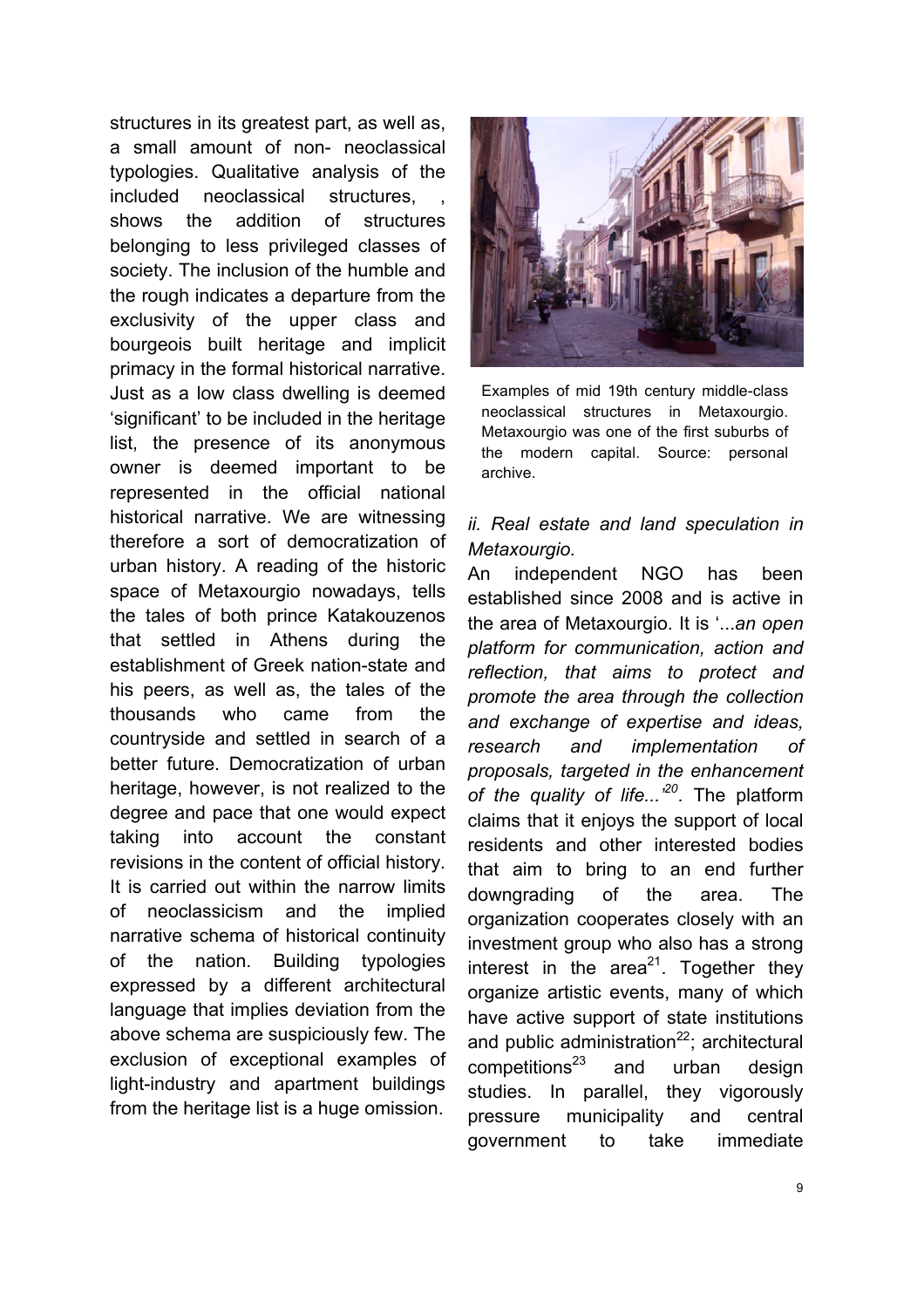structures in its greatest part, as well as, a small amount of non- neoclassical typologies. Qualitative analysis of the included neoclassical structures, , shows the addition of structures belonging to less privileged classes of society. The inclusion of the humble and the rough indicates a departure from the exclusivity of the upper class and bourgeois built heritage and implicit primacy in the formal historical narrative. Just as a low class dwelling is deemed 'significant' to be included in the heritage list, the presence of its anonymous owner is deemed important to be represented in the official national historical narrative. We are witnessing therefore a sort of democratization of urban history. A reading of the historic space of Metaxourgio nowadays, tells the tales of both prince Katakouzenos that settled in Athens during the establishment of Greek nation-state and his peers, as well as, the tales of the thousands who came from the countryside and settled in search of a better future. Democratization of urban heritage, however, is not realized to the degree and pace that one would expect taking into account the constant revisions in the content of official history. It is carried out within the narrow limits of neoclassicism and the implied narrative schema of historical continuity of the nation. Building typologies expressed by a different architectural language that implies deviation from the above schema are suspiciously few. The exclusion of exceptional examples of light-industry and apartment buildings from the heritage list is a huge omission.

Examples of mid 19th century middle-class neoclassical structures in Metaxourgio. Metaxourgio was one of the first suburbs of the modern capital. Source: personal archive.

*ii. Real estate and land speculation in Metaxourgio.*

An independent NGO has been established since 2008 and is active in the area of Metaxourgio. It is '...*an open platform for communication, action and reflection, that aims to protect and promote the area through the collection and exchange of expertise and ideas, research and implementation of proposals, targeted in the enhancement of the quality of life...*'[20]. The platform claims that it enjoys the support of local residents and other interested bodies that aim to bring to an end further downgrading of the area. The organization cooperates closely with an investment group who also has a strong interest in the area[21]. Together they organize artistic events, many of which have active support of state institutions and public administration[22]; architectural competitions[23] and urban design studies. In parallel, they vigorously pressure municipality and central government to take immediate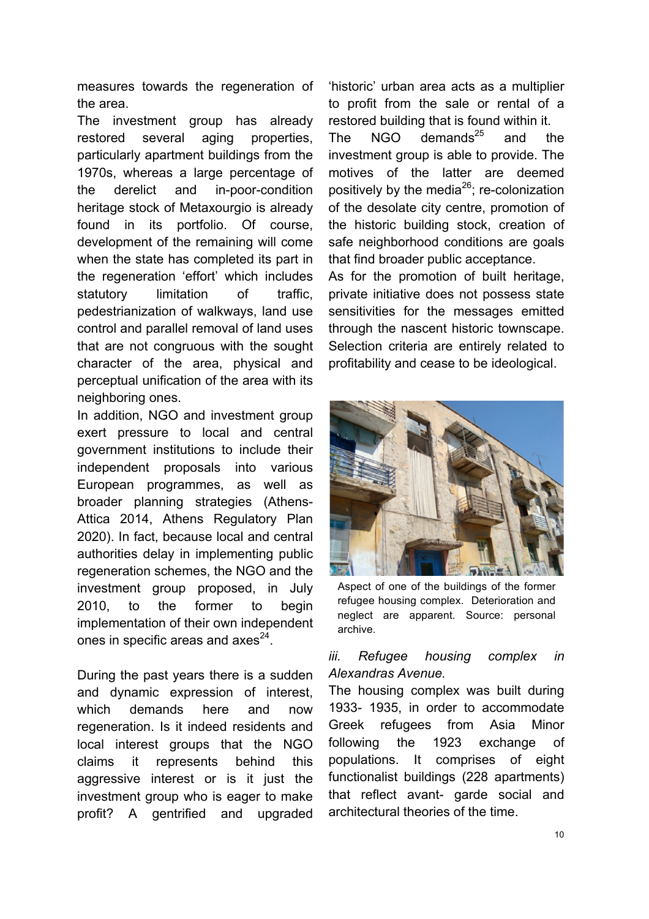measures towards the regeneration of the area.

The investment group has already restored several aging properties, particularly apartment buildings from the 1970s, whereas a large percentage of the derelict and in-poor-condition heritage stock of Metaxourgio is already found in its portfolio. Of course, development of the remaining will come when the state has completed its part in the regeneration 'effort' which includes statutory limitation of traffic, pedestrianization of walkways, land use control and parallel removal of land uses that are not congruous with the sought character of the area, physical and perceptual unification of the area with its neighboring ones.

In addition, NGO and investment group exert pressure to local and central government institutions to include their independent proposals into various European programmes, as well as broader planning strategies (Athens-Attica 2014, Athens Regulatory Plan 2020). In fact, because local and central authorities delay in implementing public regeneration schemes, the NGO and the investment group proposed, in July 2010, to the former to begin implementation of their own independent ones in specific areas and axes[24].

During the past years there is a sudden and dynamic expression of interest, which demands here and now regeneration. Is it indeed residents and local interest groups that the NGO claims it represents behind this aggressive interest or is it just the investment group who is eager to make profit? A gentrified and upgraded 'historic' urban area acts as a multiplier to profit from the sale or rental of a restored building that is found within it.

The NGO demands[25] and the investment group is able to provide. The motives of the latter are deemed positively by the media[26]; re-colonization of the desolate city centre, promotion of the historic building stock, creation of safe neighborhood conditions are goals that find broader public acceptance.

As for the promotion of built heritage, private initiative does not possess state sensitivities for the messages emitted through the nascent historic townscape. Selection criteria are entirely related to profitability and cease to be ideological.

Aspect of one of the buildings of the former refugee housing complex. Deterioration and neglect are apparent. Source: personal archive.

### *iii. Refugee housing complex in Alexandras Avenue.*

The housing complex was built during 1933- 1935, in order to accommodate Greek refugees from Asia Minor following the 1923 exchange of populations. It comprises of eight functionalist buildings (228 apartments) that reflect avant- garde social and architectural theories of the time.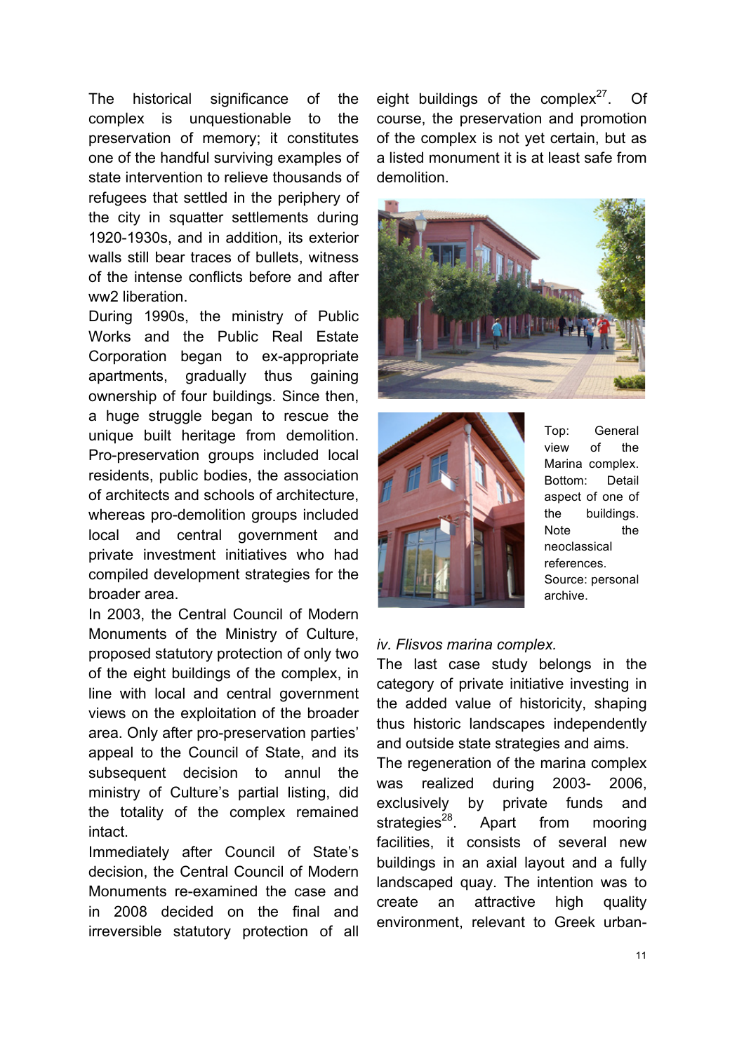The historical significance of the complex is unquestionable to the preservation of memory; it constitutes one of the handful surviving examples of state intervention to relieve thousands of refugees that settled in the periphery of the city in squatter settlements during 1920-1930s, and in addition, its exterior walls still bear traces of bullets, witness of the intense conflicts before and after ww2 liberation.

During 1990s, the ministry of Public Works and the Public Real Estate Corporation began to ex-appropriate apartments, gradually thus gaining ownership of four buildings. Since then, a huge struggle began to rescue the unique built heritage from demolition. Pro-preservation groups included local residents, public bodies, the association of architects and schools of architecture, whereas pro-demolition groups included local and central government and private investment initiatives who had compiled development strategies for the broader area.

In 2003, the Central Council of Modern Monuments of the Ministry of Culture, proposed statutory protection of only two of the eight buildings of the complex, in line with local and central government views on the exploitation of the broader area. Only after pro-preservation parties' appeal to the Council of State, and its subsequent decision to annul the ministry of Culture's partial listing, did the totality of the complex remained intact.

Immediately after Council of State's decision, the Central Council of Modern Monuments re-examined the case and in 2008 decided on the final and irreversible statutory protection of all eight buildings of the complex[27]. Of course, the preservation and promotion of the complex is not yet certain, but as a listed monument it is at least safe from demolition.

Top: General view of the Marina complex. Bottom: Detail aspect of one of the buildings. Note the neoclassical references. Source: personal archive.

*iv. Flisvos marina complex.*

The last case study belongs in the category of private initiative investing in the added value of historicity, shaping thus historic landscapes independently and outside state strategies and aims.

The regeneration of the marina complex was realized during 2003- 2006, exclusively by private funds and strategies[28]. Apart from mooring facilities, it consists of several new buildings in an axial layout and a fully landscaped quay. The intention was to create an attractive high quality environment, relevant to Greek urban-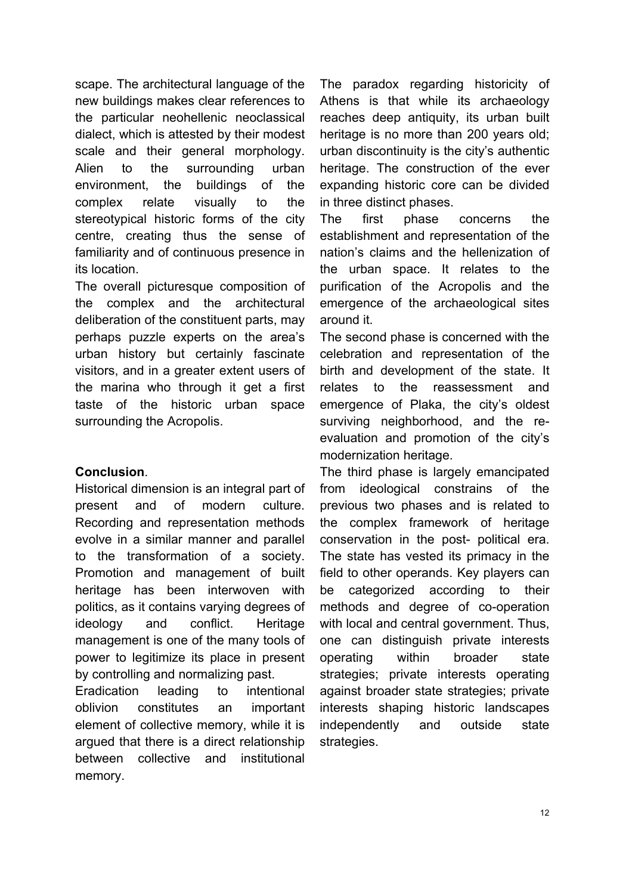scape. The architectural language of the new buildings makes clear references to the particular neohellenic neoclassical dialect, which is attested by their modest scale and their general morphology. Alien to the surrounding urban environment, the buildings of the complex relate visually to the stereotypical historic forms of the city centre, creating thus the sense of familiarity and of continuous presence in its location.

The overall picturesque composition of the complex and the architectural deliberation of the constituent parts, may perhaps puzzle experts on the area's urban history but certainly fascinate visitors, and in a greater extent users of the marina who through it get a first taste of the historic urban space surrounding the Acropolis.

**Conclusion**.

Historical dimension is an integral part of present and of modern culture. Recording and representation methods evolve in a similar manner and parallel to the transformation of a society. Promotion and management of built heritage has been interwoven with politics, as it contains varying degrees of ideology and conflict. Heritage management is one of the many tools of power to legitimize its place in present by controlling and normalizing past.

Eradication leading to intentional oblivion constitutes an important element of collective memory, while it is argued that there is a direct relationship between collective and institutional memory.

The paradox regarding historicity of Athens is that while its archaeology reaches deep antiquity, its urban built heritage is no more than 200 years old; urban discontinuity is the city's authentic heritage. The construction of the ever expanding historic core can be divided in three distinct phases.

The first phase concerns the establishment and representation of the nation's claims and the hellenization of the urban space. It relates to the purification of the Acropolis and the emergence of the archaeological sites around it.

The second phase is concerned with the celebration and representation of the birth and development of the state. It relates to the reassessment and emergence of Plaka, the city's oldest surviving neighborhood, and the re-evaluation and promotion of the city's modernization heritage.

The third phase is largely emancipated from ideological constrains of the previous two phases and is related to the complex framework of heritage conservation in the post- political era. The state has vested its primacy in the field to other operands. Key players can be categorized according to their methods and degree of co-operation with local and central government. Thus, one can distinguish private interests operating within broader state strategies; private interests operating against broader state strategies; private interests shaping historic landscapes independently and outside state strategies.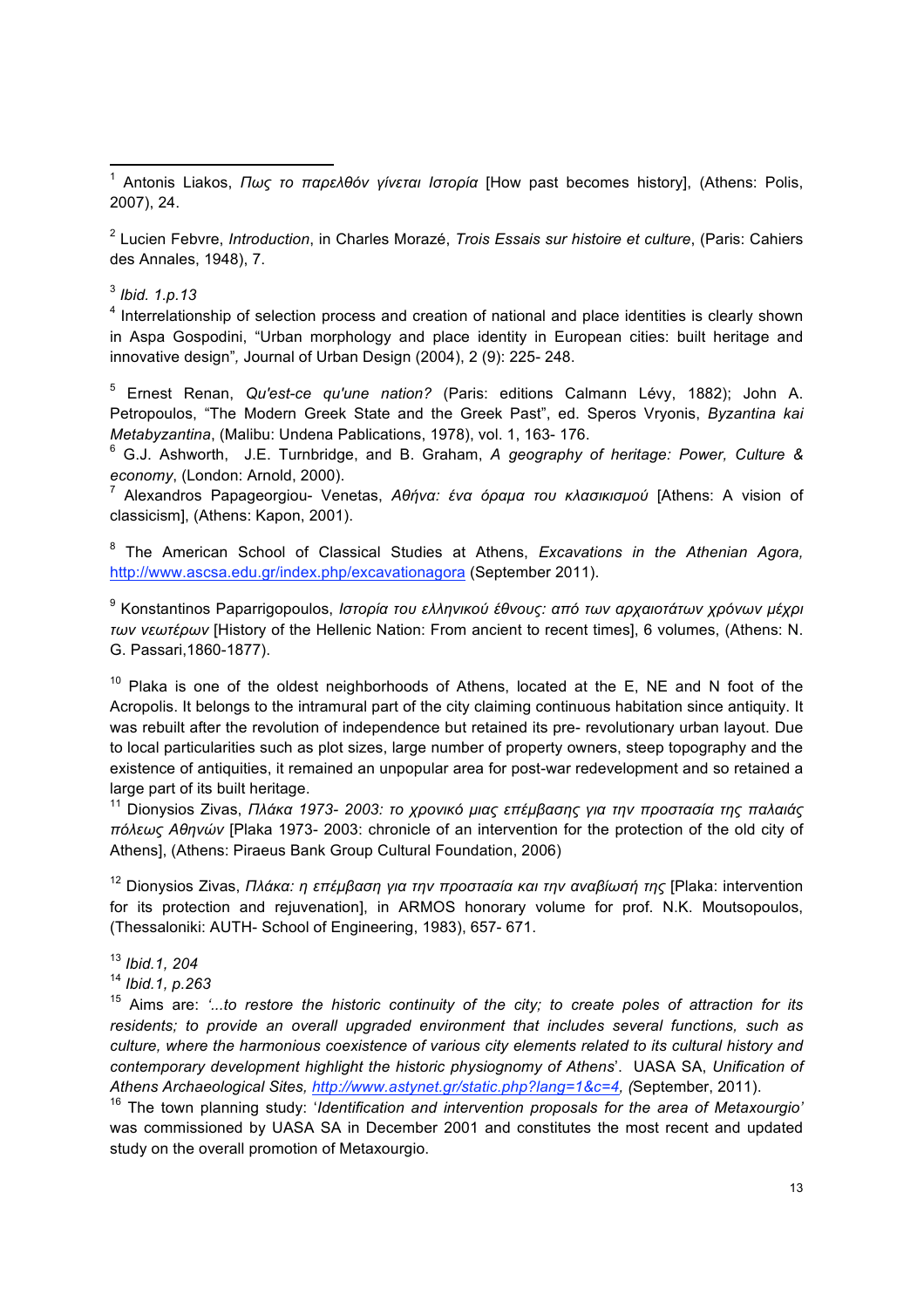[1] Antonis Liakos, *Πως το παρελθόν γίνεται Ιστορία* [How past becomes history], (Athens: Polis, 2007), 24.

[2] Lucien Febvre, *Introduction*, in Charles Morazé, *Trois Essais sur histoire et culture*, (Paris: Cahiers des Annales, 1948), 7.

[3] *Ibid. 1.p.13*

[4] Interrelationship of selection process and creation of national and place identities is clearly shown in Aspa Gospodini, "Urban morphology and place identity in European cities: built heritage and innovative design", Journal of Urban Design (2004), 2 (9): 225- 248.

[5] Ernest Renan, *Qu'est-ce qu'une nation?* (Paris: editions Calmann Lévy, 1882); John A. Petropoulos, "The Modern Greek State and the Greek Past", ed. Speros Vryonis, *Byzantina kai Metabyzantina*, (Malibu: Undena Pablications, 1978), vol. 1, 163- 176.

[6] G.J. Ashworth, J.E. Turnbridge, and B. Graham, *A geography of heritage: Power, Culture & economy*, (London: Arnold, 2000).

[7] Alexandros Papageorgiou- Venetas, *Αθήνα: ένα όραμα του κλασικισμού* [Athens: A vision of classicism], (Athens: Kapon, 2001).

[8] The American School of Classical Studies at Athens, *Excavations in the Athenian Agora,* http://www.ascsa.edu.gr/index.php/excavationagora (September 2011).

[9] Konstantinos Paparrigopoulos, *Ιστορία του ελληνικού έθνους: από των αρχαιοτάτων χρόνων μέχρι των νεωτέρων* [History of the Hellenic Nation: From ancient to recent times], 6 volumes, (Athens: N. G. Passari,1860-1877).

[10] Plaka is one of the oldest neighborhoods of Athens, located at the E, NE and N foot of the Acropolis. It belongs to the intramural part of the city claiming continuous habitation since antiquity. It was rebuilt after the revolution of independence but retained its pre- revolutionary urban layout. Due to local particularities such as plot sizes, large number of property owners, steep topography and the existence of antiquities, it remained an unpopular area for post-war redevelopment and so retained a large part of its built heritage.

[11] Dionysios Zivas, *Πλάκα 1973- 2003: το χρονικό μιας επέμβασης για την προστασία της παλαιάς πόλεως Αθηνών* [Plaka 1973- 2003: chronicle of an intervention for the protection of the old city of Athens], (Athens: Piraeus Bank Group Cultural Foundation, 2006)

[12] Dionysios Zivas, *Πλάκα: η επέμβαση για την προστασία και την αναβίωσή της* [Plaka: intervention for its protection and rejuvenation], in ARMOS honorary volume for prof. N.K. Moutsopoulos, (Thessaloniki: AUTH- School of Engineering, 1983), 657- 671.

[13] *Ibid.1, 204*

[14] *Ibid.1, p.263*

[15] Aims are: *'...to restore the historic continuity of the city; to create poles of attraction for its residents; to provide an overall upgraded environment that includes several functions, such as culture, where the harmonious coexistence of various city elements related to its cultural history and contemporary development highlight the historic physiognomy of Athens*'. UASA SA, *Unification of Athens Archaeological Sites, http://www.astynet.gr/static.php?lang=1&c=4, (*September, 2011).

[16] The town planning study: '*Identification and intervention proposals for the area of Metaxourgio'* was commissioned by UASA SA in December 2001 and constitutes the most recent and updated study on the overall promotion of Metaxourgio.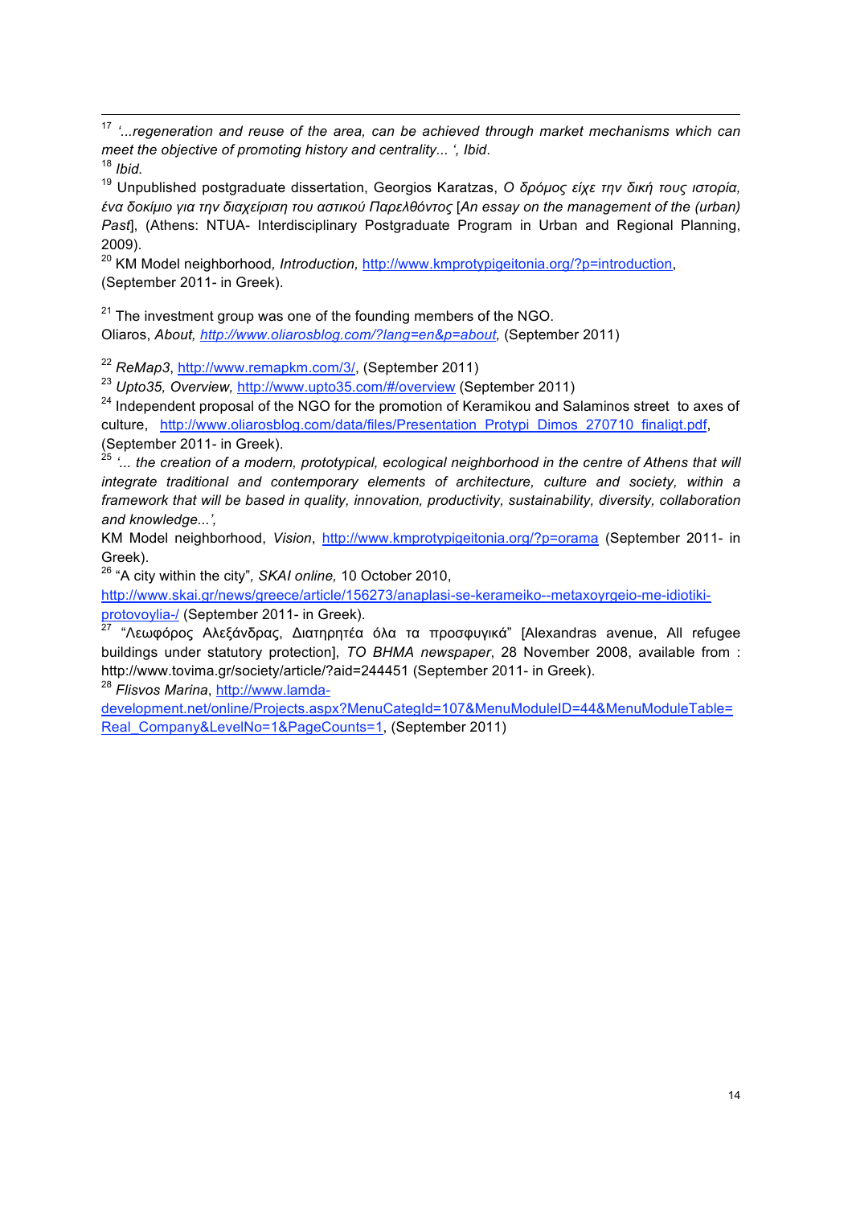[17] *'...regeneration and reuse of the area, can be achieved through market mechanisms which can meet the objective of promoting history and centrality... ', Ibid*.

[18] *Ibid.*

[19] Unpublished postgraduate dissertation, Georgios Karatzas, *Ο δρόμος είχε την δική τους ιστορία, ένα δοκίμιο για την διαχείριση του αστικού Παρελθόντος* [*An essay on the management of the (urban) Past*], (Athens: NTUA- Interdisciplinary Postgraduate Program in Urban and Regional Planning, 2009).

[20] KM Model neighborhood, *Introduction*, http://www.kmprotypigeitonia.org/?p=introduction, (September 2011- in Greek).

[21] The investment group was one of the founding members of the NGO.
Oliaros, *About, http://www.oliarosblog.com/?lang=en&p=about,* (September 2011)

[22] *ReMap3*, http://www.remapkm.com/3/, (September 2011)

[23] *Upto35, Overview*, http://www.upto35.com/#/overview (September 2011)

[24] Independent proposal of the NGO for the promotion of Keramikou and Salaminos street to axes of culture, http://www.oliarosblog.com/data/files/Presentation_Protypi_Dimos_270710_finalgt.pdf, (September 2011- in Greek).

[25] *'... the creation of a modern, prototypical, ecological neighborhood in the centre of Athens that will integrate traditional and contemporary elements of architecture, culture and society, within a framework that will be based in quality, innovation, productivity, sustainability, diversity, collaboration and knowledge...',*
KM Model neighborhood, *Vision*, http://www.kmprotypigeitonia.org/?p=orama (September 2011- in Greek).

[26] "A city within the city"*, SKAI online,* 10 October 2010, http://www.skai.gr/news/greece/article/156273/anaplasi-se-kerameiko--metaxoyrgeio-me-idiotiki-protovoylia-/ (September 2011- in Greek).

[27] "Λεωφόρος Αλεξάνδρας, Διατηρητέα όλα τα προσφυγικά" [Alexandras avenue, All refugee buildings under statutory protection], *TO BHMA newspaper*, 28 November 2008, available from : http://www.tovima.gr/society/article/?aid=244451 (September 2011- in Greek).

[28] *Flisvos Marina*, http://www.lamda-development.net/online/Projects.aspx?MenuCategId=107&MenuModuleID=44&MenuModuleTable=Real_Company&LevelNo=1&PageCounts=1, (September 2011)